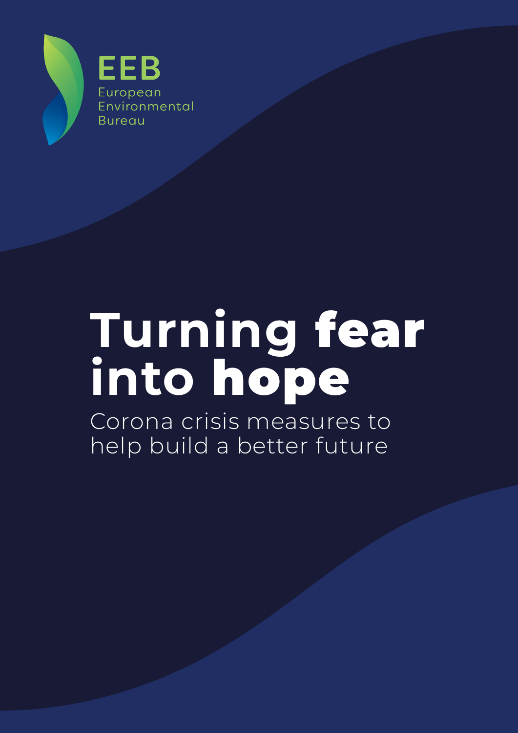EEB

European Environmental Bureau

# Turning fear into hope

## Corona crisis measures to help build a better future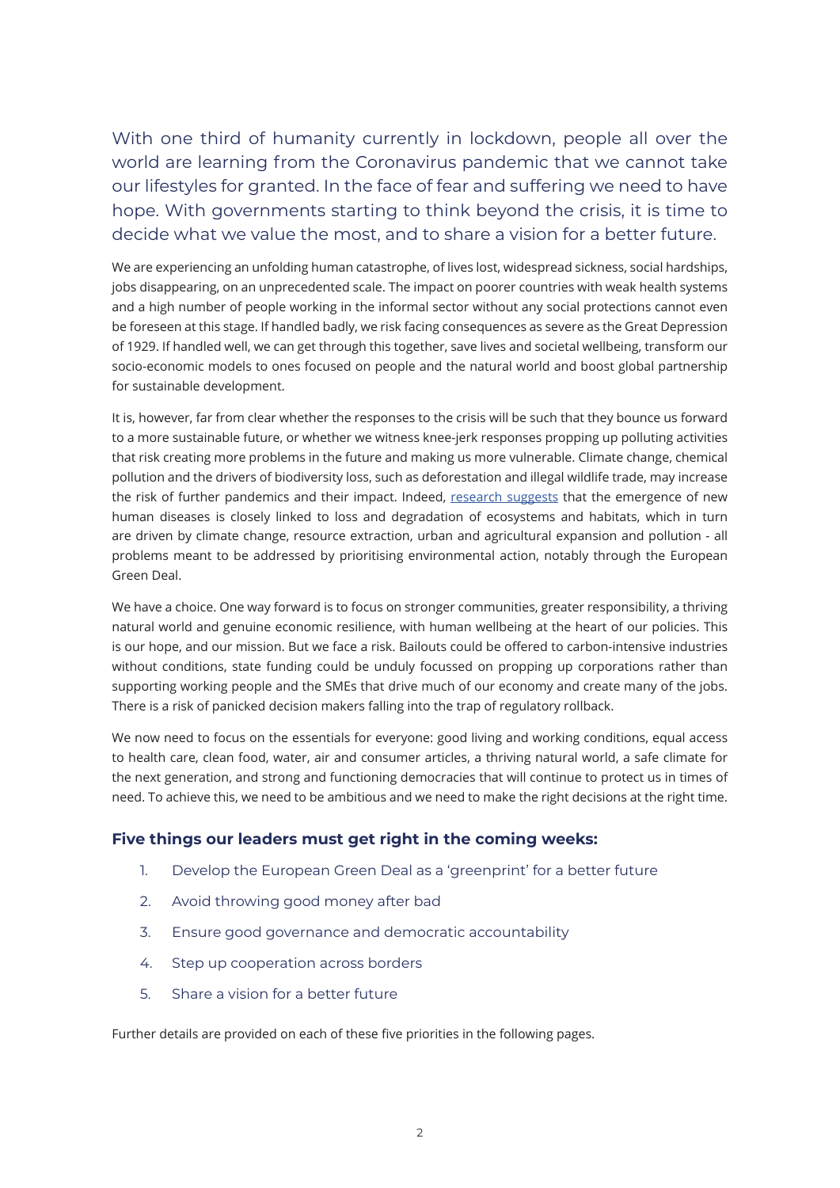With one third of humanity currently in lockdown, people all over the world are learning from the Coronavirus pandemic that we cannot take our lifestyles for granted. In the face of fear and suffering we need to have hope. With governments starting to think beyond the crisis, it is time to decide what we value the most, and to share a vision for a better future.

We are experiencing an unfolding human catastrophe, of lives lost, widespread sickness, social hardships, jobs disappearing, on an unprecedented scale. The impact on poorer countries with weak health systems and a high number of people working in the informal sector without any social protections cannot even be foreseen at this stage. If handled badly, we risk facing consequences as severe as the Great Depression of 1929. If handled well, we can get through this together, save lives and societal wellbeing, transform our socio-economic models to ones focused on people and the natural world and boost global partnership for sustainable development.

It is, however, far from clear whether the responses to the crisis will be such that they bounce us forward to a more sustainable future, or whether we witness knee-jerk responses propping up polluting activities that risk creating more problems in the future and making us more vulnerable. Climate change, chemical pollution and the drivers of biodiversity loss, such as deforestation and illegal wildlife trade, may increase the risk of further pandemics and their impact. Indeed, research suggests that the emergence of new human diseases is closely linked to loss and degradation of ecosystems and habitats, which in turn are driven by climate change, resource extraction, urban and agricultural expansion and pollution - all problems meant to be addressed by prioritising environmental action, notably through the European Green Deal.

We have a choice. One way forward is to focus on stronger communities, greater responsibility, a thriving natural world and genuine economic resilience, with human wellbeing at the heart of our policies. This is our hope, and our mission. But we face a risk. Bailouts could be offered to carbon-intensive industries without conditions, state funding could be unduly focussed on propping up corporations rather than supporting working people and the SMEs that drive much of our economy and create many of the jobs. There is a risk of panicked decision makers falling into the trap of regulatory rollback.

We now need to focus on the essentials for everyone: good living and working conditions, equal access to health care, clean food, water, air and consumer articles, a thriving natural world, a safe climate for the next generation, and strong and functioning democracies that will continue to protect us in times of need. To achieve this, we need to be ambitious and we need to make the right decisions at the right time.

### Five things our leaders must get right in the coming weeks:

1. Develop the European Green Deal as a 'greenprint' for a better future
2. Avoid throwing good money after bad
3. Ensure good governance and democratic accountability
4. Step up cooperation across borders
5. Share a vision for a better future

Further details are provided on each of these five priorities in the following pages.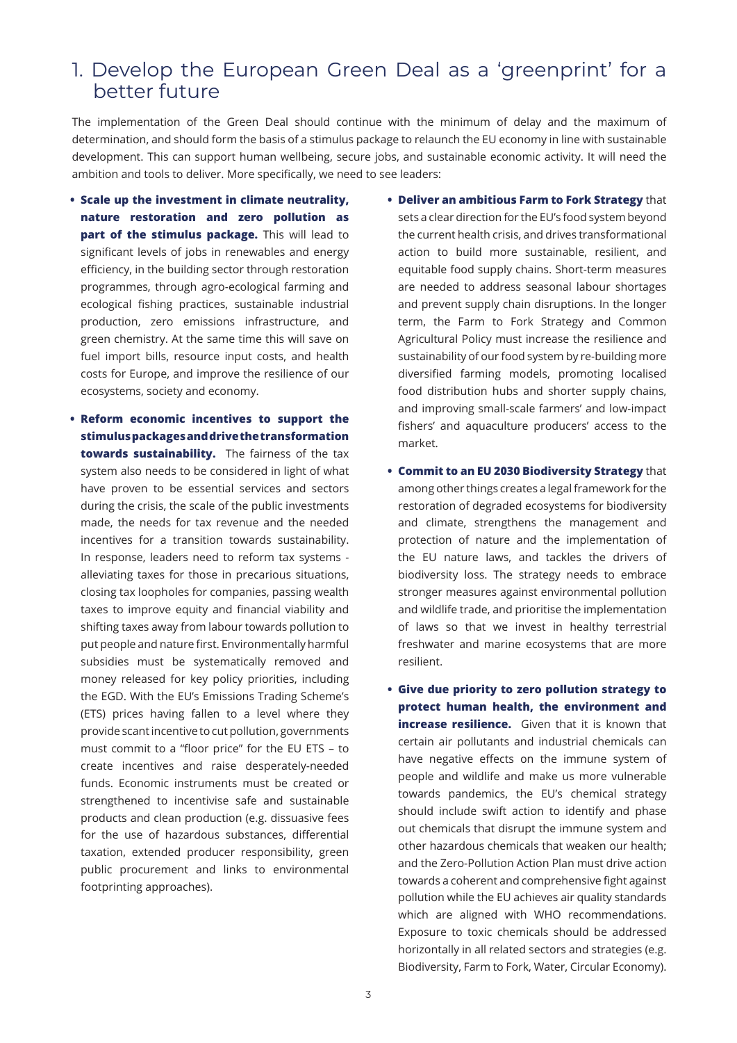# 1. Develop the European Green Deal as a 'greenprint' for a better future

The implementation of the Green Deal should continue with the minimum of delay and the maximum of determination, and should form the basis of a stimulus package to relaunch the EU economy in line with sustainable development. This can support human wellbeing, secure jobs, and sustainable economic activity. It will need the ambition and tools to deliver. More specifically, we need to see leaders:

- **Scale up the investment in climate neutrality, nature restoration and zero pollution as part of the stimulus package.** This will lead to significant levels of jobs in renewables and energy efficiency, in the building sector through restoration programmes, through agro-ecological farming and ecological fishing practices, sustainable industrial production, zero emissions infrastructure, and green chemistry. At the same time this will save on fuel import bills, resource input costs, and health costs for Europe, and improve the resilience of our ecosystems, society and economy.
- **Reform economic incentives to support the stimulus packages and drive the transformation towards sustainability.** The fairness of the tax system also needs to be considered in light of what have proven to be essential services and sectors during the crisis, the scale of the public investments made, the needs for tax revenue and the needed incentives for a transition towards sustainability. In response, leaders need to reform tax systems - alleviating taxes for those in precarious situations, closing tax loopholes for companies, passing wealth taxes to improve equity and financial viability and shifting taxes away from labour towards pollution to put people and nature first. Environmentally harmful subsidies must be systematically removed and money released for key policy priorities, including the EGD. With the EU's Emissions Trading Scheme's (ETS) prices having fallen to a level where they provide scant incentive to cut pollution, governments must commit to a "floor price" for the EU ETS – to create incentives and raise desperately-needed funds. Economic instruments must be created or strengthened to incentivise safe and sustainable products and clean production (e.g. dissuasive fees for the use of hazardous substances, differential taxation, extended producer responsibility, green public procurement and links to environmental footprinting approaches).
- **Deliver an ambitious Farm to Fork Strategy** that sets a clear direction for the EU's food system beyond the current health crisis, and drives transformational action to build more sustainable, resilient, and equitable food supply chains. Short-term measures are needed to address seasonal labour shortages and prevent supply chain disruptions. In the longer term, the Farm to Fork Strategy and Common Agricultural Policy must increase the resilience and sustainability of our food system by re-building more diversified farming models, promoting localised food distribution hubs and shorter supply chains, and improving small-scale farmers' and low-impact fishers' and aquaculture producers' access to the market.
- **Commit to an EU 2030 Biodiversity Strategy** that among other things creates a legal framework for the restoration of degraded ecosystems for biodiversity and climate, strengthens the management and protection of nature and the implementation of the EU nature laws, and tackles the drivers of biodiversity loss. The strategy needs to embrace stronger measures against environmental pollution and wildlife trade, and prioritise the implementation of laws so that we invest in healthy terrestrial freshwater and marine ecosystems that are more resilient.
- **Give due priority to zero pollution strategy to protect human health, the environment and increase resilience.** Given that it is known that certain air pollutants and industrial chemicals can have negative effects on the immune system of people and wildlife and make us more vulnerable towards pandemics, the EU's chemical strategy should include swift action to identify and phase out chemicals that disrupt the immune system and other hazardous chemicals that weaken our health; and the Zero-Pollution Action Plan must drive action towards a coherent and comprehensive fight against pollution while the EU achieves air quality standards which are aligned with WHO recommendations. Exposure to toxic chemicals should be addressed horizontally in all related sectors and strategies (e.g. Biodiversity, Farm to Fork, Water, Circular Economy).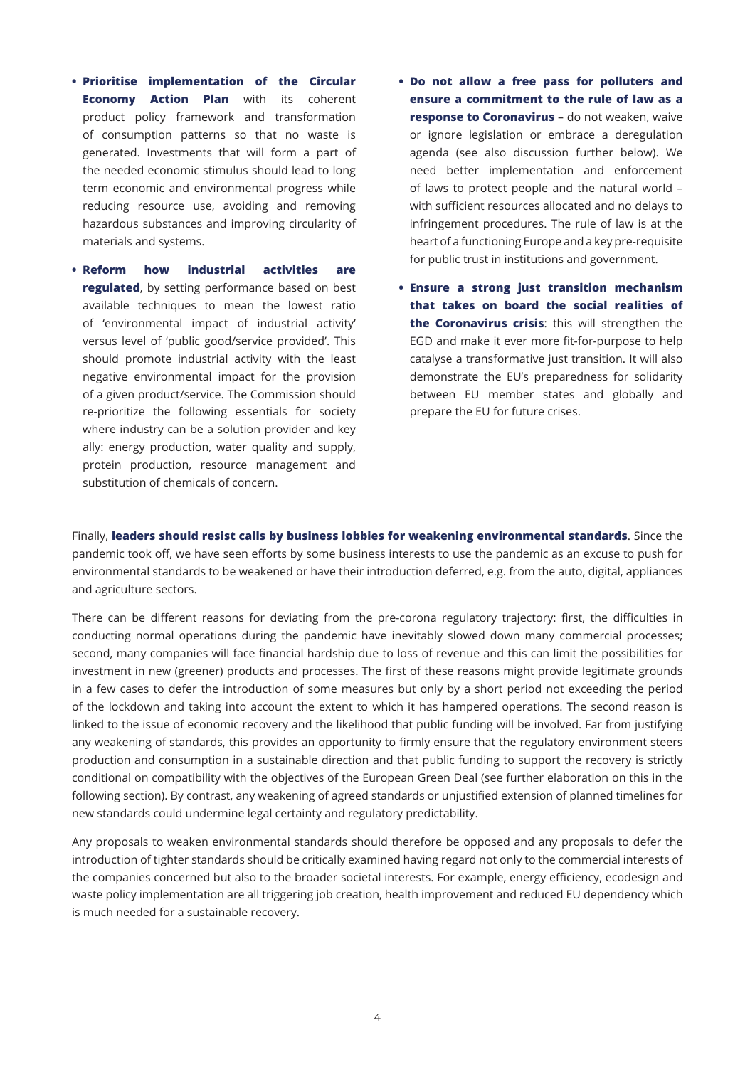- **Prioritise implementation of the Circular Economy Action Plan** with its coherent product policy framework and transformation of consumption patterns so that no waste is generated. Investments that will form a part of the needed economic stimulus should lead to long term economic and environmental progress while reducing resource use, avoiding and removing hazardous substances and improving circularity of materials and systems.
- **Reform how industrial activities are regulated**, by setting performance based on best available techniques to mean the lowest ratio of 'environmental impact of industrial activity' versus level of 'public good/service provided'. This should promote industrial activity with the least negative environmental impact for the provision of a given product/service. The Commission should re-prioritize the following essentials for society where industry can be a solution provider and key ally: energy production, water quality and supply, protein production, resource management and substitution of chemicals of concern.
- **Do not allow a free pass for polluters and ensure a commitment to the rule of law as a response to Coronavirus** – do not weaken, waive or ignore legislation or embrace a deregulation agenda (see also discussion further below). We need better implementation and enforcement of laws to protect people and the natural world – with sufficient resources allocated and no delays to infringement procedures. The rule of law is at the heart of a functioning Europe and a key pre-requisite for public trust in institutions and government.
- **Ensure a strong just transition mechanism that takes on board the social realities of the Coronavirus crisis**: this will strengthen the EGD and make it ever more fit-for-purpose to help catalyse a transformative just transition. It will also demonstrate the EU's preparedness for solidarity between EU member states and globally and prepare the EU for future crises.

Finally, **leaders should resist calls by business lobbies for weakening environmental standards**. Since the pandemic took off, we have seen efforts by some business interests to use the pandemic as an excuse to push for environmental standards to be weakened or have their introduction deferred, e.g. from the auto, digital, appliances and agriculture sectors.

There can be different reasons for deviating from the pre-corona regulatory trajectory: first, the difficulties in conducting normal operations during the pandemic have inevitably slowed down many commercial processes; second, many companies will face financial hardship due to loss of revenue and this can limit the possibilities for investment in new (greener) products and processes. The first of these reasons might provide legitimate grounds in a few cases to defer the introduction of some measures but only by a short period not exceeding the period of the lockdown and taking into account the extent to which it has hampered operations. The second reason is linked to the issue of economic recovery and the likelihood that public funding will be involved. Far from justifying any weakening of standards, this provides an opportunity to firmly ensure that the regulatory environment steers production and consumption in a sustainable direction and that public funding to support the recovery is strictly conditional on compatibility with the objectives of the European Green Deal (see further elaboration on this in the following section). By contrast, any weakening of agreed standards or unjustified extension of planned timelines for new standards could undermine legal certainty and regulatory predictability.

Any proposals to weaken environmental standards should therefore be opposed and any proposals to defer the introduction of tighter standards should be critically examined having regard not only to the commercial interests of the companies concerned but also to the broader societal interests. For example, energy efficiency, ecodesign and waste policy implementation are all triggering job creation, health improvement and reduced EU dependency which is much needed for a sustainable recovery.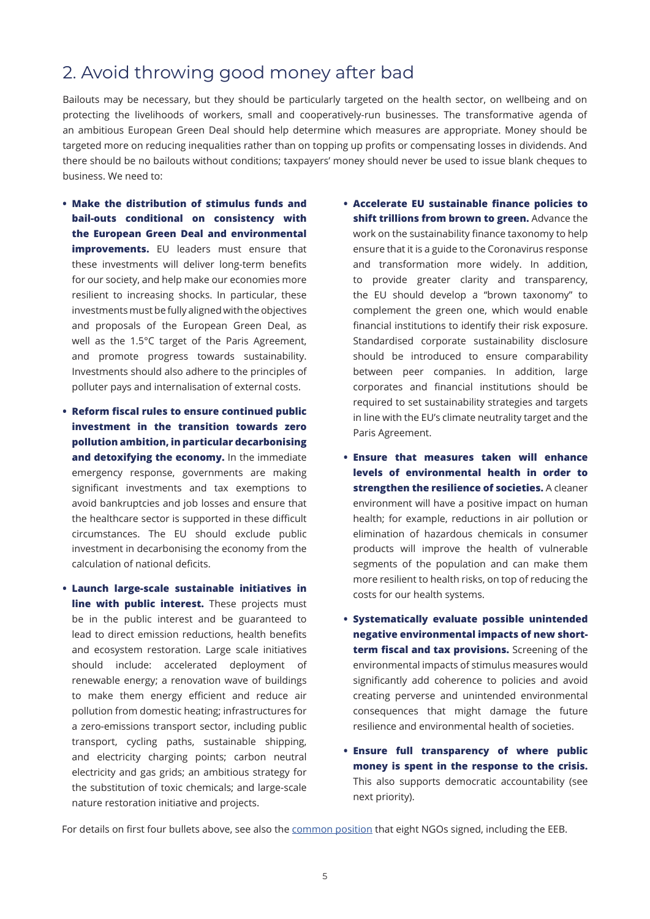## 2. Avoid throwing good money after bad

Bailouts may be necessary, but they should be particularly targeted on the health sector, on wellbeing and on protecting the livelihoods of workers, small and cooperatively-run businesses. The transformative agenda of an ambitious European Green Deal should help determine which measures are appropriate. Money should be targeted more on reducing inequalities rather than on topping up profits or compensating losses in dividends. And there should be no bailouts without conditions; taxpayers' money should never be used to issue blank cheques to business. We need to:

- **Make the distribution of stimulus funds and bail-outs conditional on consistency with the European Green Deal and environmental improvements.** EU leaders must ensure that these investments will deliver long-term benefits for our society, and help make our economies more resilient to increasing shocks. In particular, these investments must be fully aligned with the objectives and proposals of the European Green Deal, as well as the 1.5°C target of the Paris Agreement, and promote progress towards sustainability. Investments should also adhere to the principles of polluter pays and internalisation of external costs.
- **Reform fiscal rules to ensure continued public investment in the transition towards zero pollution ambition, in particular decarbonising and detoxifying the economy.** In the immediate emergency response, governments are making significant investments and tax exemptions to avoid bankruptcies and job losses and ensure that the healthcare sector is supported in these difficult circumstances. The EU should exclude public investment in decarbonising the economy from the calculation of national deficits.
- **Launch large-scale sustainable initiatives in line with public interest.** These projects must be in the public interest and be guaranteed to lead to direct emission reductions, health benefits and ecosystem restoration. Large scale initiatives should include: accelerated deployment of renewable energy; a renovation wave of buildings to make them energy efficient and reduce air pollution from domestic heating; infrastructures for a zero-emissions transport sector, including public transport, cycling paths, sustainable shipping, and electricity charging points; carbon neutral electricity and gas grids; an ambitious strategy for the substitution of toxic chemicals; and large-scale nature restoration initiative and projects.
- **Accelerate EU sustainable finance policies to shift trillions from brown to green.** Advance the work on the sustainability finance taxonomy to help ensure that it is a guide to the Coronavirus response and transformation more widely. In addition, to provide greater clarity and transparency, the EU should develop a "brown taxonomy" to complement the green one, which would enable financial institutions to identify their risk exposure. Standardised corporate sustainability disclosure should be introduced to ensure comparability between peer companies. In addition, large corporates and financial institutions should be required to set sustainability strategies and targets in line with the EU's climate neutrality target and the Paris Agreement.
- **Ensure that measures taken will enhance levels of environmental health in order to strengthen the resilience of societies.** A cleaner environment will have a positive impact on human health; for example, reductions in air pollution or elimination of hazardous chemicals in consumer products will improve the health of vulnerable segments of the population and can make them more resilient to health risks, on top of reducing the costs for our health systems.
- **Systematically evaluate possible unintended negative environmental impacts of new short-term fiscal and tax provisions.** Screening of the environmental impacts of stimulus measures would significantly add coherence to policies and avoid creating perverse and unintended environmental consequences that might damage the future resilience and environmental health of societies.
- **Ensure full transparency of where public money is spent in the response to the crisis.** This also supports democratic accountability (see next priority).

For details on first four bullets above, see also the common position that eight NGOs signed, including the EEB.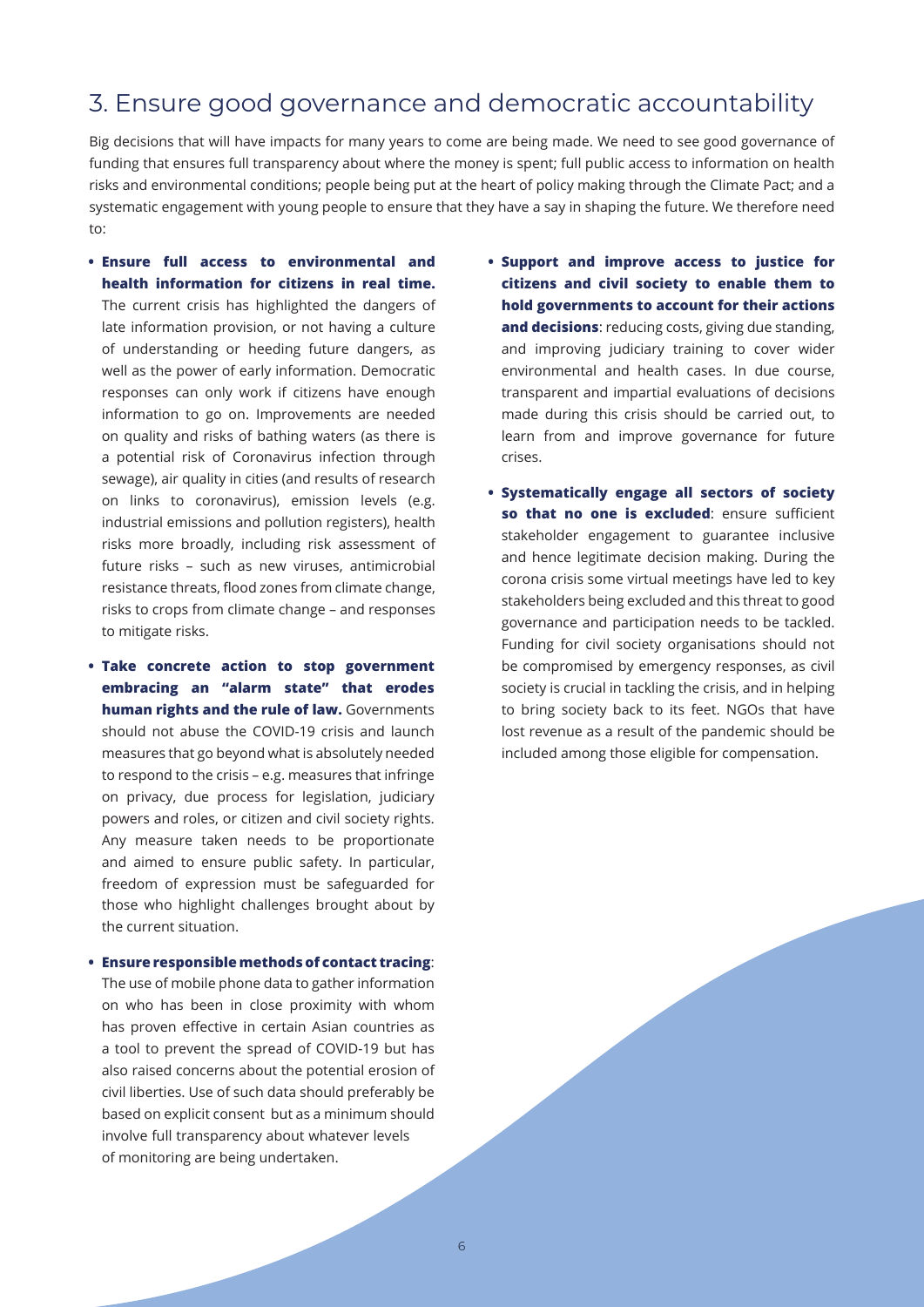## 3. Ensure good governance and democratic accountability

Big decisions that will have impacts for many years to come are being made. We need to see good governance of funding that ensures full transparency about where the money is spent; full public access to information on health risks and environmental conditions; people being put at the heart of policy making through the Climate Pact; and a systematic engagement with young people to ensure that they have a say in shaping the future. We therefore need to:

- **Ensure full access to environmental and health information for citizens in real time.** The current crisis has highlighted the dangers of late information provision, or not having a culture of understanding or heeding future dangers, as well as the power of early information. Democratic responses can only work if citizens have enough information to go on. Improvements are needed on quality and risks of bathing waters (as there is a potential risk of Coronavirus infection through sewage), air quality in cities (and results of research on links to coronavirus), emission levels (e.g. industrial emissions and pollution registers), health risks more broadly, including risk assessment of future risks – such as new viruses, antimicrobial resistance threats, flood zones from climate change, risks to crops from climate change – and responses to mitigate risks.

- **Take concrete action to stop government embracing an "alarm state" that erodes human rights and the rule of law.** Governments should not abuse the COVID-19 crisis and launch measures that go beyond what is absolutely needed to respond to the crisis – e.g. measures that infringe on privacy, due process for legislation, judiciary powers and roles, or citizen and civil society rights. Any measure taken needs to be proportionate and aimed to ensure public safety. In particular, freedom of expression must be safeguarded for those who highlight challenges brought about by the current situation.

- **Ensure responsible methods of contact tracing**: The use of mobile phone data to gather information on who has been in close proximity with whom has proven effective in certain Asian countries as a tool to prevent the spread of COVID-19 but has also raised concerns about the potential erosion of civil liberties. Use of such data should preferably be based on explicit consent but as a minimum should involve full transparency about whatever levels of monitoring are being undertaken.

- **Support and improve access to justice for citizens and civil society to enable them to hold governments to account for their actions and decisions**: reducing costs, giving due standing, and improving judiciary training to cover wider environmental and health cases. In due course, transparent and impartial evaluations of decisions made during this crisis should be carried out, to learn from and improve governance for future crises.

- **Systematically engage all sectors of society so that no one is excluded**: ensure sufficient stakeholder engagement to guarantee inclusive and hence legitimate decision making. During the corona crisis some virtual meetings have led to key stakeholders being excluded and this threat to good governance and participation needs to be tackled. Funding for civil society organisations should not be compromised by emergency responses, as civil society is crucial in tackling the crisis, and in helping to bring society back to its feet. NGOs that have lost revenue as a result of the pandemic should be included among those eligible for compensation.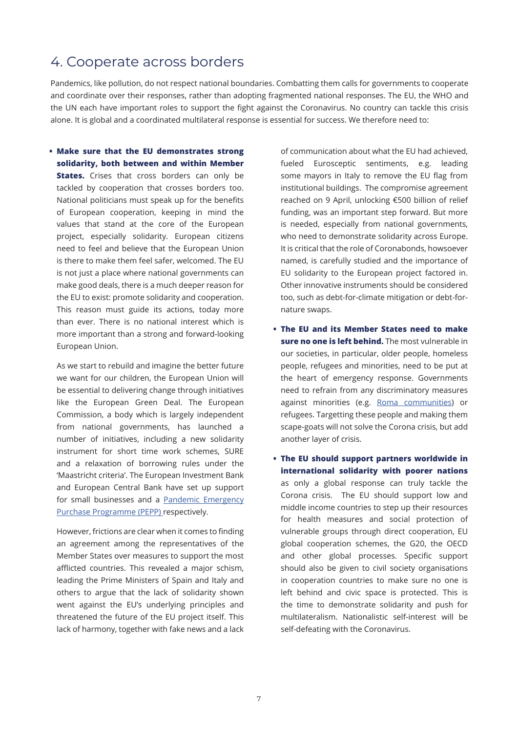## 4. Cooperate across borders

Pandemics, like pollution, do not respect national boundaries. Combatting them calls for governments to cooperate and coordinate over their responses, rather than adopting fragmented national responses. The EU, the WHO and the UN each have important roles to support the fight against the Coronavirus. No country can tackle this crisis alone. It is global and a coordinated multilateral response is essential for success. We therefore need to:

- **Make sure that the EU demonstrates strong solidarity, both between and within Member States.** Crises that cross borders can only be tackled by cooperation that crosses borders too. National politicians must speak up for the benefits of European cooperation, keeping in mind the values that stand at the core of the European project, especially solidarity. European citizens need to feel and believe that the European Union is there to make them feel safer, welcomed. The EU is not just a place where national governments can make good deals, there is a much deeper reason for the EU to exist: promote solidarity and cooperation. This reason must guide its actions, today more than ever. There is no national interest which is more important than a strong and forward-looking European Union.

  As we start to rebuild and imagine the better future we want for our children, the European Union will be essential to delivering change through initiatives like the European Green Deal. The European Commission, a body which is largely independent from national governments, has launched a number of initiatives, including a new solidarity instrument for short time work schemes, SURE and a relaxation of borrowing rules under the 'Maastricht criteria'. The European Investment Bank and European Central Bank have set up support for small businesses and a [Pandemic Emergency Purchase Programme (PEPP)](#) respectively.

  However, frictions are clear when it comes to finding an agreement among the representatives of the Member States over measures to support the most afflicted countries. This revealed a major schism, leading the Prime Ministers of Spain and Italy and others to argue that the lack of solidarity shown went against the EU's underlying principles and threatened the future of the EU project itself. This lack of harmony, together with fake news and a lack of communication about what the EU had achieved, fueled Eurosceptic sentiments, e.g. leading some mayors in Italy to remove the EU flag from institutional buildings. The compromise agreement reached on 9 April, unlocking €500 billion of relief funding, was an important step forward. But more is needed, especially from national governments, who need to demonstrate solidarity across Europe. It is critical that the role of Coronabonds, howsoever named, is carefully studied and the importance of EU solidarity to the European project factored in. Other innovative instruments should be considered too, such as debt-for-climate mitigation or debt-for-nature swaps.

- **The EU and its Member States need to make sure no one is left behind.** The most vulnerable in our societies, in particular, older people, homeless people, refugees and minorities, need to be put at the heart of emergency response. Governments need to refrain from any discriminatory measures against minorities (e.g. [Roma communities](#)) or refugees. Targetting these people and making them scape-goats will not solve the Corona crisis, but add another layer of crisis.

- **The EU should support partners worldwide in international solidarity with poorer nations** as only a global response can truly tackle the Corona crisis. The EU should support low and middle income countries to step up their resources for health measures and social protection of vulnerable groups through direct cooperation, EU global cooperation schemes, the G20, the OECD and other global processes. Specific support should also be given to civil society organisations in cooperation countries to make sure no one is left behind and civic space is protected. This is the time to demonstrate solidarity and push for multilateralism. Nationalistic self-interest will be self-defeating with the Coronavirus.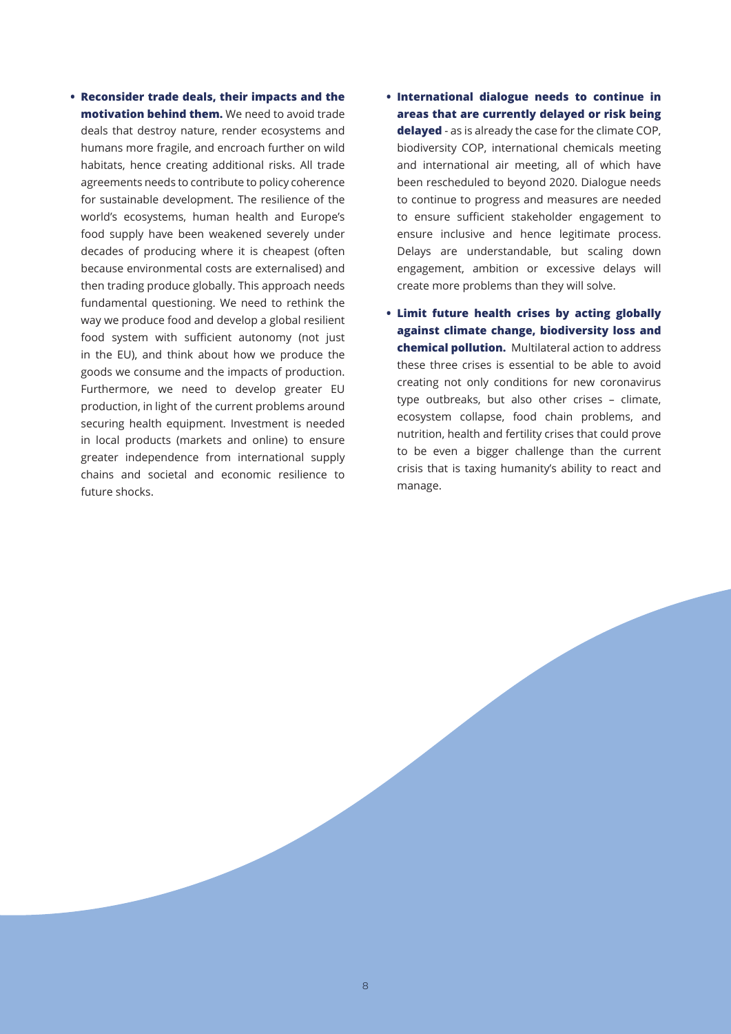- **Reconsider trade deals, their impacts and the motivation behind them.** We need to avoid trade deals that destroy nature, render ecosystems and humans more fragile, and encroach further on wild habitats, hence creating additional risks. All trade agreements needs to contribute to policy coherence for sustainable development. The resilience of the world's ecosystems, human health and Europe's food supply have been weakened severely under decades of producing where it is cheapest (often because environmental costs are externalised) and then trading produce globally. This approach needs fundamental questioning. We need to rethink the way we produce food and develop a global resilient food system with sufficient autonomy (not just in the EU), and think about how we produce the goods we consume and the impacts of production. Furthermore, we need to develop greater EU production, in light of the current problems around securing health equipment. Investment is needed in local products (markets and online) to ensure greater independence from international supply chains and societal and economic resilience to future shocks.
- **International dialogue needs to continue in areas that are currently delayed or risk being delayed** - as is already the case for the climate COP, biodiversity COP, international chemicals meeting and international air meeting, all of which have been rescheduled to beyond 2020. Dialogue needs to continue to progress and measures are needed to ensure sufficient stakeholder engagement to ensure inclusive and hence legitimate process. Delays are understandable, but scaling down engagement, ambition or excessive delays will create more problems than they will solve.
- **Limit future health crises by acting globally against climate change, biodiversity loss and chemical pollution.** Multilateral action to address these three crises is essential to be able to avoid creating not only conditions for new coronavirus type outbreaks, but also other crises – climate, ecosystem collapse, food chain problems, and nutrition, health and fertility crises that could prove to be even a bigger challenge than the current crisis that is taxing humanity's ability to react and manage.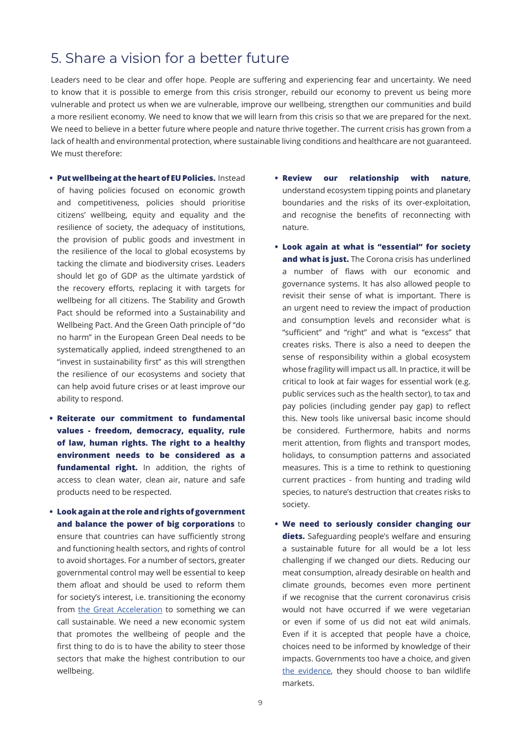## 5. Share a vision for a better future

Leaders need to be clear and offer hope. People are suffering and experiencing fear and uncertainty. We need to know that it is possible to emerge from this crisis stronger, rebuild our economy to prevent us being more vulnerable and protect us when we are vulnerable, improve our wellbeing, strengthen our communities and build a more resilient economy. We need to know that we will learn from this crisis so that we are prepared for the next. We need to believe in a better future where people and nature thrive together. The current crisis has grown from a lack of health and environmental protection, where sustainable living conditions and healthcare are not guaranteed. We must therefore:

- **Put wellbeing at the heart of EU Policies.** Instead of having policies focused on economic growth and competitiveness, policies should prioritise citizens' wellbeing, equity and equality and the resilience of society, the adequacy of institutions, the provision of public goods and investment in the resilience of the local to global ecosystems by tacking the climate and biodiversity crises. Leaders should let go of GDP as the ultimate yardstick of the recovery efforts, replacing it with targets for wellbeing for all citizens. The Stability and Growth Pact should be reformed into a Sustainability and Wellbeing Pact. And the Green Oath principle of "do no harm" in the European Green Deal needs to be systematically applied, indeed strengthened to an "invest in sustainability first" as this will strengthen the resilience of our ecosystems and society that can help avoid future crises or at least improve our ability to respond.
- **Reiterate our commitment to fundamental values - freedom, democracy, equality, rule of law, human rights. The right to a healthy environment needs to be considered as a fundamental right.** In addition, the rights of access to clean water, clean air, nature and safe products need to be respected.
- **Look again at the role and rights of government and balance the power of big corporations** to ensure that countries can have sufficiently strong and functioning health sectors, and rights of control to avoid shortages. For a number of sectors, greater governmental control may well be essential to keep them afloat and should be used to reform them for society's interest, i.e. transitioning the economy from the Great Acceleration to something we can call sustainable. We need a new economic system that promotes the wellbeing of people and the first thing to do is to have the ability to steer those sectors that make the highest contribution to our wellbeing.
- **Review our relationship with nature**, understand ecosystem tipping points and planetary boundaries and the risks of its over-exploitation, and recognise the benefits of reconnecting with nature.
- **Look again at what is "essential" for society and what is just.** The Corona crisis has underlined a number of flaws with our economic and governance systems. It has also allowed people to revisit their sense of what is important. There is an urgent need to review the impact of production and consumption levels and reconsider what is "sufficient" and "right" and what is "excess" that creates risks. There is also a need to deepen the sense of responsibility within a global ecosystem whose fragility will impact us all. In practice, it will be critical to look at fair wages for essential work (e.g. public services such as the health sector), to tax and pay policies (including gender pay gap) to reflect this. New tools like universal basic income should be considered. Furthermore, habits and norms merit attention, from flights and transport modes, holidays, to consumption patterns and associated measures. This is a time to rethink to questioning current practices - from hunting and trading wild species, to nature's destruction that creates risks to society.
- **We need to seriously consider changing our diets.** Safeguarding people's welfare and ensuring a sustainable future for all would be a lot less challenging if we changed our diets. Reducing our meat consumption, already desirable on health and climate grounds, becomes even more pertinent if we recognise that the current coronavirus crisis would not have occurred if we were vegetarian or even if some of us did not eat wild animals. Even if it is accepted that people have a choice, choices need to be informed by knowledge of their impacts. Governments too have a choice, and given the evidence, they should choose to ban wildlife markets.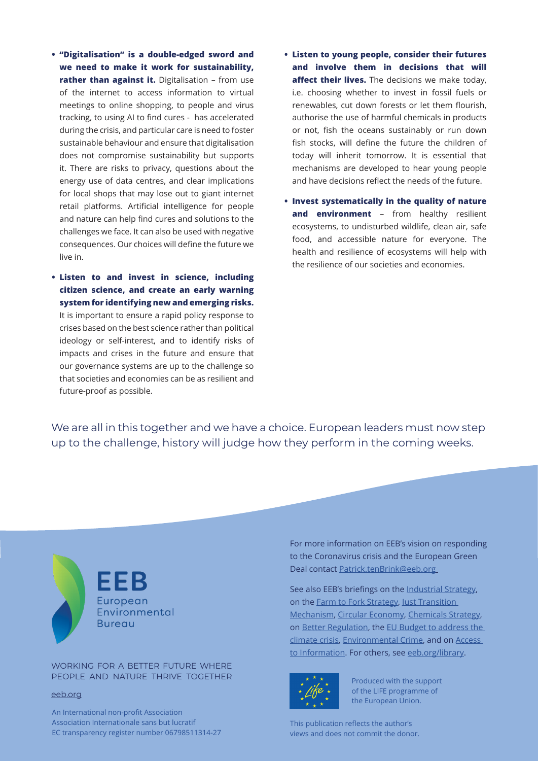- **"Digitalisation" is a double-edged sword and we need to make it work for sustainability, rather than against it.** Digitalisation – from use of the internet to access information to virtual meetings to online shopping, to people and virus tracking, to using AI to find cures - has accelerated during the crisis, and particular care is need to foster sustainable behaviour and ensure that digitalisation does not compromise sustainability but supports it. There are risks to privacy, questions about the energy use of data centres, and clear implications for local shops that may lose out to giant internet retail platforms. Artificial intelligence for people and nature can help find cures and solutions to the challenges we face. It can also be used with negative consequences. Our choices will define the future we live in.

- **Listen to and invest in science, including citizen science, and create an early warning system for identifying new and emerging risks.** It is important to ensure a rapid policy response to crises based on the best science rather than political ideology or self-interest, and to identify risks of impacts and crises in the future and ensure that our governance systems are up to the challenge so that societies and economies can be as resilient and future-proof as possible.

- **Listen to young people, consider their futures and involve them in decisions that will affect their lives.** The decisions we make today, i.e. choosing whether to invest in fossil fuels or renewables, cut down forests or let them flourish, authorise the use of harmful chemicals in products or not, fish the oceans sustainably or run down fish stocks, will define the future the children of today will inherit tomorrow. It is essential that mechanisms are developed to hear young people and have decisions reflect the needs of the future.

- **Invest systematically in the quality of nature and environment** – from healthy resilient ecosystems, to undisturbed wildlife, clean air, safe food, and accessible nature for everyone. The health and resilience of ecosystems will help with the resilience of our societies and economies.

We are all in this together and we have a choice. European leaders must now step up to the challenge, history will judge how they perform in the coming weeks.

EEB
European Environmental Bureau

WORKING FOR A BETTER FUTURE WHERE PEOPLE AND NATURE THRIVE TOGETHER

eeb.org

An International non-profit Association
Association Internationale sans but lucratif
EC transparency register number 06798511314-27

For more information on EEB's vision on responding to the Coronavirus crisis and the European Green Deal contact Patrick.tenBrink@eeb.org

See also EEB's briefings on the Industrial Strategy, on the Farm to Fork Strategy, Just Transition Mechanism, Circular Economy, Chemicals Strategy, on Better Regulation, the EU Budget to address the climate crisis, Environmental Crime, and on Access to Information. For others, see eeb.org/library.

Produced with the support of the LIFE programme of the European Union.

This publication reflects the author's views and does not commit the donor.